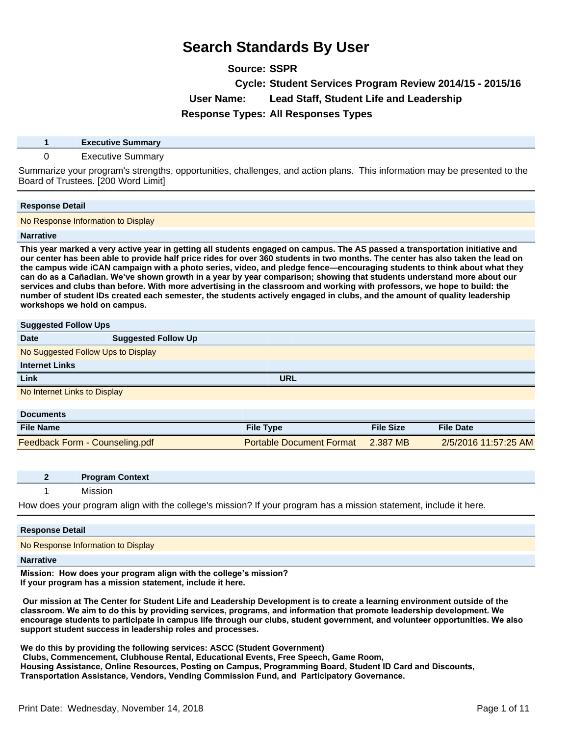# Search Standards By User

**Source:** SSPR

**Cycle:** Student Services Program Review 2014/15 - 2015/16

**User Name:** Lead Staff, Student Life and Leadership

**Response Types:** All Responses Types

## 1 Executive Summary

0 Executive Summary

Summarize your program's strengths, opportunities, challenges, and action plans. This information may be presented to the Board of Trustees. [200 Word Limit]

**Response Detail**

No Response Information to Display

**Narrative**

**This year marked a very active year in getting all students engaged on campus. The AS passed a transportation initiative and our center has been able to provide half price rides for over 360 students in two months. The center has also taken the lead on the campus wide iCAN campaign with a photo series, video, and pledge fence—encouraging students to think about what they can do as a Cañadian. We've shown growth in a year by year comparison; showing that students understand more about our services and clubs than before. With more advertising in the classroom and working with professors, we hope to build: the number of student IDs created each semester, the students actively engaged in clubs, and the amount of quality leadership workshops we hold on campus.**

**Suggested Follow Ups**

| Date | Suggested Follow Up |
|---|---|
| No Suggested Follow Ups to Display | |

**Internet Links**

| Link | URL |
|---|---|
| No Internet Links to Display | |

**Documents**

| File Name | File Type | File Size | File Date |
|---|---|---|---|
| Feedback Form - Counseling.pdf | Portable Document Format | 2.387 MB | 2/5/2016 11:57:25 AM |

## 2 Program Context

1 Mission

How does your program align with the college's mission? If your program has a mission statement, include it here.

**Response Detail**

No Response Information to Display

**Narrative**

**Mission: How does your program align with the college's mission?**
**If your program has a mission statement, include it here.**

**Our mission at The Center for Student Life and Leadership Development is to create a learning environment outside of the classroom. We aim to do this by providing services, programs, and information that promote leadership development. We encourage students to participate in campus life through our clubs, student government, and volunteer opportunities. We also support student success in leadership roles and processes.**

**We do this by providing the following services: ASCC (Student Government)**
**Clubs, Commencement, Clubhouse Rental, Educational Events, Free Speech, Game Room,**
**Housing Assistance, Online Resources, Posting on Campus, Programming Board, Student ID Card and Discounts,**
**Transportation Assistance, Vendors, Vending Commission Fund, and Participatory Governance.**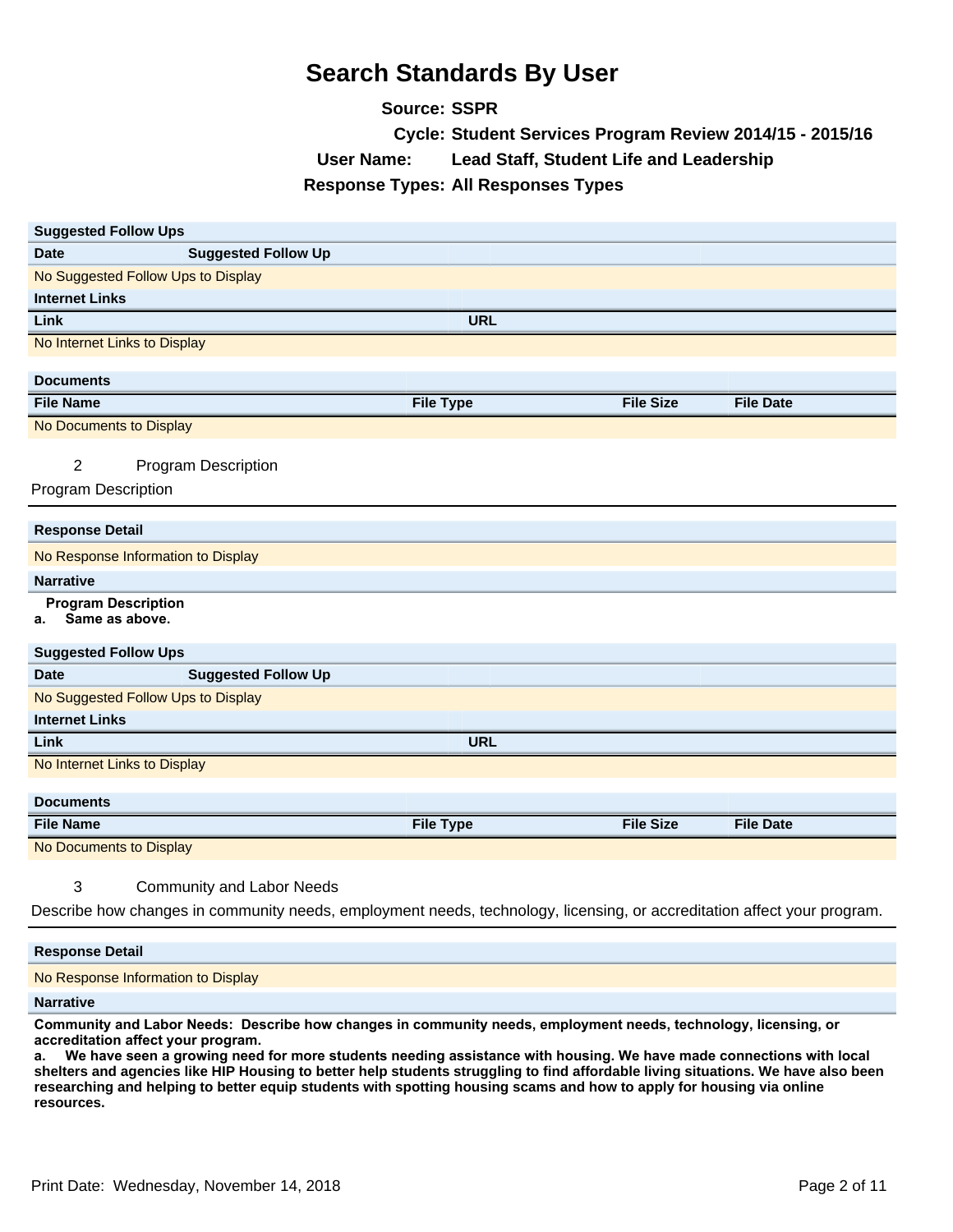# Search Standards By User

**Source:** SSPR
**Cycle:** Student Services Program Review 2014/15 - 2015/16
**User Name:** Lead Staff, Student Life and Leadership
**Response Types:** All Responses Types

| Suggested Follow Ups | |
|---|---|
| **Date** | **Suggested Follow Up** |
| No Suggested Follow Ups to Display | |

| Internet Links | |
|---|---|
| **Link** | **URL** |
| No Internet Links to Display | |

| Documents | | | |
|---|---|---|---|
| **File Name** | **File Type** | **File Size** | **File Date** |
| No Documents to Display | | | |

## 2 Program Description

Program Description

**Response Detail**

No Response Information to Display

**Narrative**

**Program Description**
**a. Same as above.**

| Suggested Follow Ups | |
|---|---|
| **Date** | **Suggested Follow Up** |
| No Suggested Follow Ups to Display | |

| Internet Links | |
|---|---|
| **Link** | **URL** |
| No Internet Links to Display | |

| Documents | | | |
|---|---|---|---|
| **File Name** | **File Type** | **File Size** | **File Date** |
| No Documents to Display | | | |

## 3 Community and Labor Needs

Describe how changes in community needs, employment needs, technology, licensing, or accreditation affect your program.

**Response Detail**

No Response Information to Display

**Narrative**

**Community and Labor Needs: Describe how changes in community needs, employment needs, technology, licensing, or accreditation affect your program.**
**a. We have seen a growing need for more students needing assistance with housing. We have made connections with local shelters and agencies like HIP Housing to better help students struggling to find affordable living situations. We have also been researching and helping to better equip students with spotting housing scams and how to apply for housing via online resources.**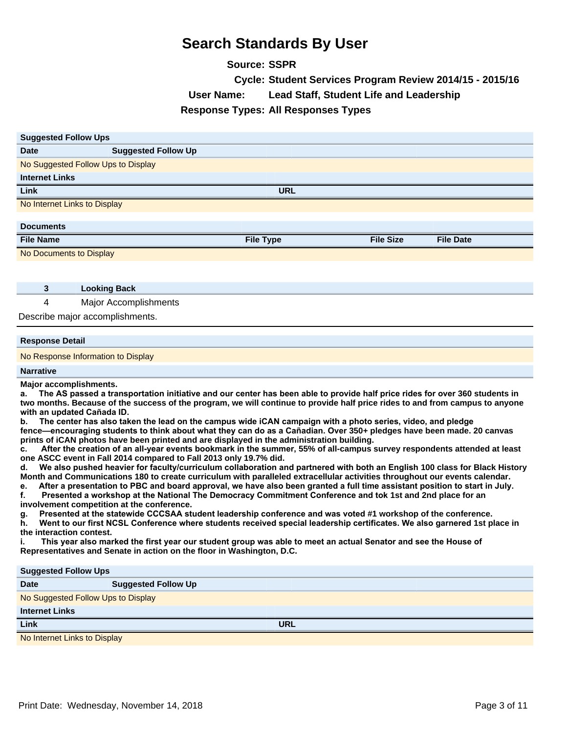# Search Standards By User

**Source:** SSPR

**Cycle:** Student Services Program Review 2014/15 - 2015/16

**User Name:** Lead Staff, Student Life and Leadership

**Response Types:** All Responses Types

| Suggested Follow Ups | |
|---|---|
| **Date** | **Suggested Follow Up** |
| No Suggested Follow Ups to Display | |

| Internet Links | |
|---|---|
| **Link** | **URL** |
| No Internet Links to Display | |

| Documents | | | |
|---|---|---|---|
| **File Name** | **File Type** | **File Size** | **File Date** |
| No Documents to Display | | | |

**3 Looking Back**

4 Major Accomplishments

Describe major accomplishments.

**Response Detail**

No Response Information to Display

**Narrative**

**Major accomplishments.**

**a. The AS passed a transportation initiative and our center has been able to provide half price rides for over 360 students in two months. Because of the success of the program, we will continue to provide half price rides to and from campus to anyone with an updated Cañada ID.**

**b. The center has also taken the lead on the campus wide iCAN campaign with a photo series, video, and pledge fence—encouraging students to think about what they can do as a Cañadian. Over 350+ pledges have been made. 20 canvas prints of iCAN photos have been printed and are displayed in the administration building.**

**c. After the creation of an all-year events bookmark in the summer, 55% of all-campus survey respondents attended at least one ASCC event in Fall 2014 compared to Fall 2013 only 19.7% did.**

**d. We also pushed heavier for faculty/curriculum collaboration and partnered with both an English 100 class for Black History Month and Communications 180 to create curriculum with paralleled extracellular activities throughout our events calendar.**

**e. After a presentation to PBC and board approval, we have also been granted a full time assistant position to start in July.**

**f. Presented a workshop at the National The Democracy Commitment Conference and tok 1st and 2nd place for an involvement competition at the conference.**

**g. Presented at the statewide CCCSAA student leadership conference and was voted #1 workshop of the conference.**

**h. Went to our first NCSL Conference where students received special leadership certificates. We also garnered 1st place in the interaction contest.**

**i. This year also marked the first year our student group was able to meet an actual Senator and see the House of Representatives and Senate in action on the floor in Washington, D.C.**

| Suggested Follow Ups | |
|---|---|
| **Date** | **Suggested Follow Up** |
| No Suggested Follow Ups to Display | |

| Internet Links | |
|---|---|
| **Link** | **URL** |
| No Internet Links to Display | |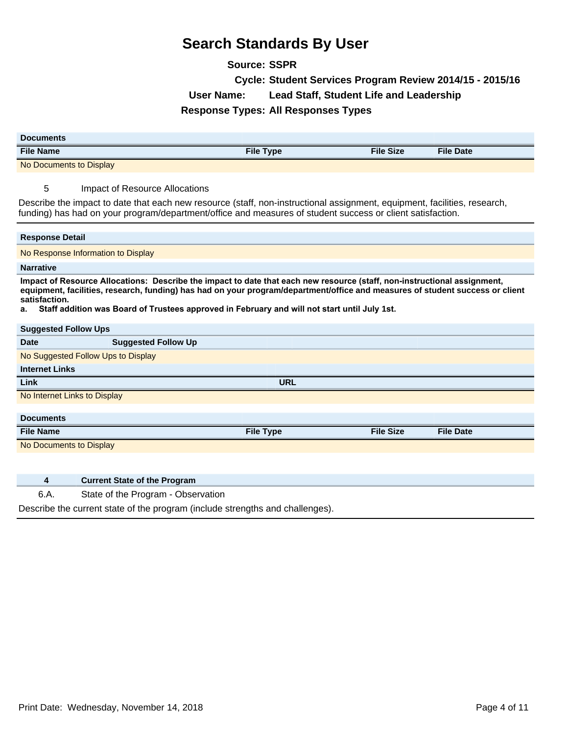# Search Standards By User

**Source:** SSPR

**Cycle:** Student Services Program Review 2014/15 - 2015/16

**User Name:** Lead Staff, Student Life and Leadership

**Response Types:** All Responses Types

| **Documents** | | | |
|---|---|---|---|
| **File Name** | **File Type** | **File Size** | **File Date** |
| No Documents to Display | | | |

5 Impact of Resource Allocations

Describe the impact to date that each new resource (staff, non-instructional assignment, equipment, facilities, research, funding) has had on your program/department/office and measures of student success or client satisfaction.

**Response Detail**

No Response Information to Display

**Narrative**

**Impact of Resource Allocations: Describe the impact to date that each new resource (staff, non-instructional assignment, equipment, facilities, research, funding) has had on your program/department/office and measures of student success or client satisfaction.**

**a. Staff addition was Board of Trustees approved in February and will not start until July 1st.**

| **Suggested Follow Ups** | |
|---|---|
| **Date** | **Suggested Follow Up** |
| No Suggested Follow Ups to Display | |

| **Internet Links** | |
|---|---|
| **Link** | **URL** |
| No Internet Links to Display | |

| **Documents** | | | |
|---|---|---|---|
| **File Name** | **File Type** | **File Size** | **File Date** |
| No Documents to Display | | | |

**4 Current State of the Program**

6.A. State of the Program - Observation

Describe the current state of the program (include strengths and challenges).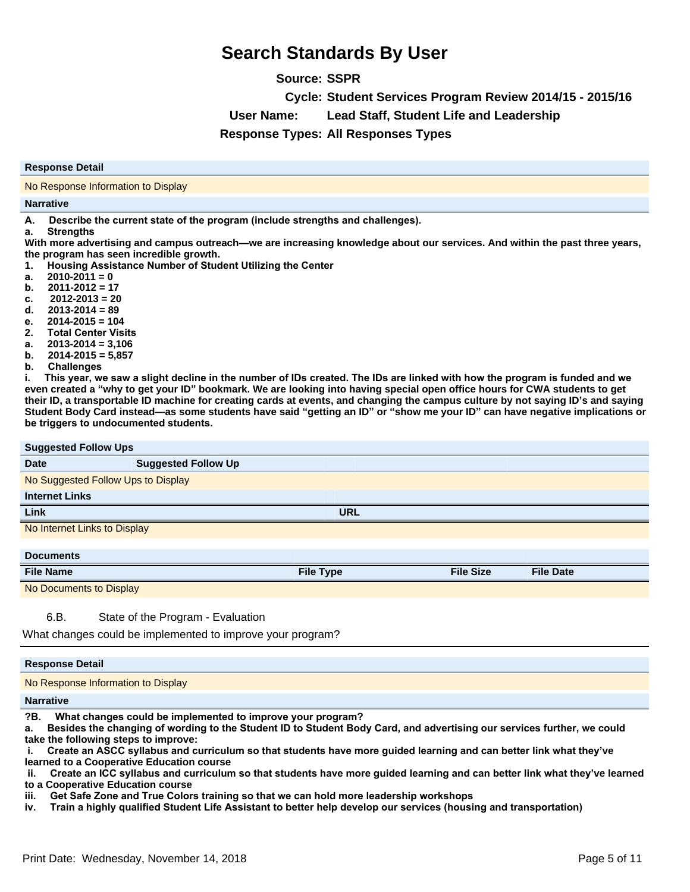# Search Standards By User

**Source:** SSPR

**Cycle:** Student Services Program Review 2014/15 - 2015/16

**User Name:** Lead Staff, Student Life and Leadership

**Response Types:** All Responses Types

| Response Detail |
|---|
| No Response Information to Display |

**Narrative**

**A. Describe the current state of the program (include strengths and challenges).**
**a. Strengths**
**With more advertising and campus outreach—we are increasing knowledge about our services. And within the past three years, the program has seen incredible growth.**
**1. Housing Assistance Number of Student Utilizing the Center**
**a. 2010-2011 = 0**
**b. 2011-2012 = 17**
**c. 2012-2013 = 20**
**d. 2013-2014 = 89**
**e. 2014-2015 = 104**
**2. Total Center Visits**
**a. 2013-2014 = 3,106**
**b. 2014-2015 = 5,857**
**b. Challenges**
**i. This year, we saw a slight decline in the number of IDs created. The IDs are linked with how the program is funded and we even created a "why to get your ID" bookmark. We are looking into having special open office hours for CWA students to get their ID, a transportable ID machine for creating cards at events, and changing the campus culture by not saying ID's and saying Student Body Card instead—as some students have said "getting an ID" or "show me your ID" can have negative implications or be triggers to undocumented students.**

**Suggested Follow Ups**

| Date | Suggested Follow Up |
|---|---|
| No Suggested Follow Ups to Display | |

**Internet Links**

| Link | URL |
|---|---|
| No Internet Links to Display | |

**Documents**

| File Name | File Type | File Size | File Date |
|---|---|---|---|
| No Documents to Display | | | |

6.B. State of the Program - Evaluation

What changes could be implemented to improve your program?

| Response Detail |
|---|
| No Response Information to Display |

**Narrative**

**?B. What changes could be implemented to improve your program?**
**a. Besides the changing of wording to the Student ID to Student Body Card, and advertising our services further, we could take the following steps to improve:**
**i. Create an ASCC syllabus and curriculum so that students have more guided learning and can better link what they've learned to a Cooperative Education course**
**ii. Create an ICC syllabus and curriculum so that students have more guided learning and can better link what they've learned to a Cooperative Education course**
**iii. Get Safe Zone and True Colors training so that we can hold more leadership workshops**
**iv. Train a highly qualified Student Life Assistant to better help develop our services (housing and transportation)**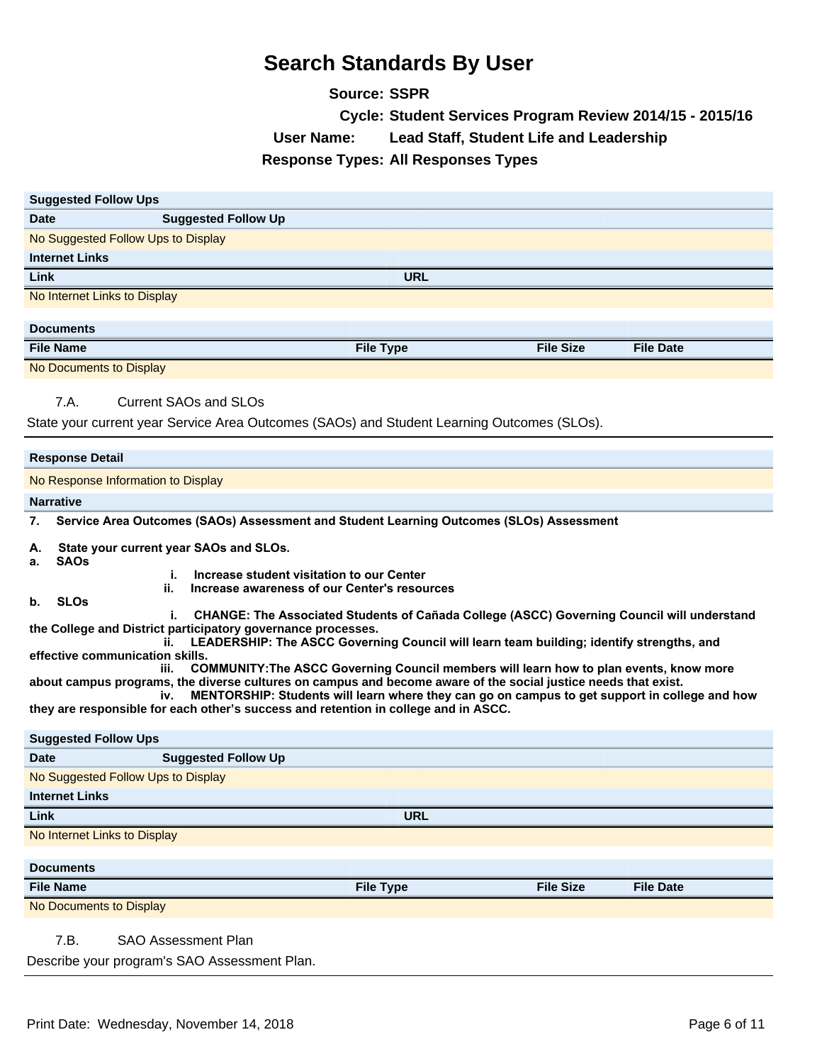# Search Standards By User

**Source:** SSPR

**Cycle:** Student Services Program Review 2014/15 - 2015/16

**User Name:** Lead Staff, Student Life and Leadership

**Response Types:** All Responses Types

| Suggested Follow Ups | |
|---|---|
| **Date** | **Suggested Follow Up** |
| No Suggested Follow Ups to Display | |

| Internet Links | |
|---|---|
| **Link** | **URL** |
| No Internet Links to Display | |

| Documents | | | |
|---|---|---|---|
| **File Name** | **File Type** | **File Size** | **File Date** |
| No Documents to Display | | | |

7.A. Current SAOs and SLOs

State your current year Service Area Outcomes (SAOs) and Student Learning Outcomes (SLOs).

**Response Detail**

No Response Information to Display

**Narrative**

**7. Service Area Outcomes (SAOs) Assessment and Student Learning Outcomes (SLOs) Assessment**

**A. State your current year SAOs and SLOs.**

**a. SAOs**

**i. Increase student visitation to our Center**

**ii. Increase awareness of our Center's resources**

**b. SLOs**

**i. CHANGE: The Associated Students of Cañada College (ASCC) Governing Council will understand the College and District participatory governance processes.**

**ii. LEADERSHIP: The ASCC Governing Council will learn team building; identify strengths, and effective communication skills.**

**iii. COMMUNITY:The ASCC Governing Council members will learn how to plan events, know more about campus programs, the diverse cultures on campus and become aware of the social justice needs that exist.**

**iv. MENTORSHIP: Students will learn where they can go on campus to get support in college and how they are responsible for each other's success and retention in college and in ASCC.**

| Suggested Follow Ups | |
|---|---|
| **Date** | **Suggested Follow Up** |
| No Suggested Follow Ups to Display | |

| Internet Links | |
|---|---|
| **Link** | **URL** |
| No Internet Links to Display | |

| Documents | | | |
|---|---|---|---|
| **File Name** | **File Type** | **File Size** | **File Date** |
| No Documents to Display | | | |

7.B. SAO Assessment Plan

Describe your program's SAO Assessment Plan.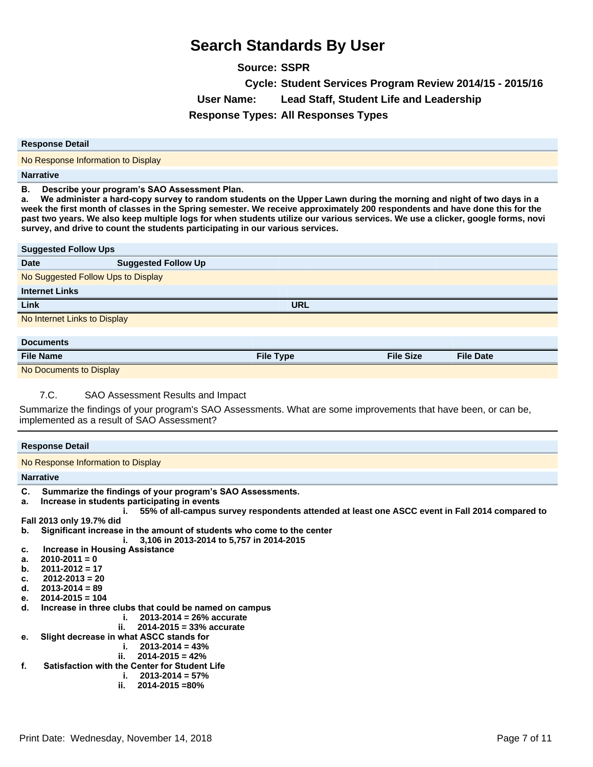# Search Standards By User

**Source:** SSPR

**Cycle:** Student Services Program Review 2014/15 - 2015/16

**User Name:** Lead Staff, Student Life and Leadership

**Response Types:** All Responses Types

| Response Detail |
| --- |
| No Response Information to Display |

**Narrative**

**B. Describe your program's SAO Assessment Plan.**
**a. We administer a hard-copy survey to random students on the Upper Lawn during the morning and night of two days in a week the first month of classes in the Spring semester. We receive approximately 200 respondents and have done this for the past two years. We also keep multiple logs for when students utilize our various services. We use a clicker, google forms, novi survey, and drive to count the students participating in our various services.**

**Suggested Follow Ups**

| Date | Suggested Follow Up |
| --- | --- |
| No Suggested Follow Ups to Display | |

**Internet Links**

| Link | URL |
| --- | --- |
| No Internet Links to Display | |

**Documents**

| File Name | File Type | File Size | File Date |
| --- | --- | --- | --- |
| No Documents to Display | | | |

7.C. SAO Assessment Results and Impact

Summarize the findings of your program's SAO Assessments. What are some improvements that have been, or can be, implemented as a result of SAO Assessment?

| Response Detail |
| --- |
| No Response Information to Display |

**Narrative**

**C. Summarize the findings of your program's SAO Assessments.**
**a. Increase in students participating in events**
  **i. 55% of all-campus survey respondents attended at least one ASCC event in Fall 2014 compared to Fall 2013 only 19.7% did**
**b. Significant increase in the amount of students who come to the center**
  **i. 3,106 in 2013-2014 to 5,757 in 2014-2015**
**c. Increase in Housing Assistance**
**a. 2010-2011 = 0**
**b. 2011-2012 = 17**
**c. 2012-2013 = 20**
**d. 2013-2014 = 89**
**e. 2014-2015 = 104**
**d. Increase in three clubs that could be named on campus**
  **i. 2013-2014 = 26% accurate**
  **ii. 2014-2015 = 33% accurate**
**e. Slight decrease in what ASCC stands for**
  **i. 2013-2014 = 43%**
  **ii. 2014-2015 = 42%**
**f. Satisfaction with the Center for Student Life**
  **i. 2013-2014 = 57%**
  **ii. 2014-2015 =80%**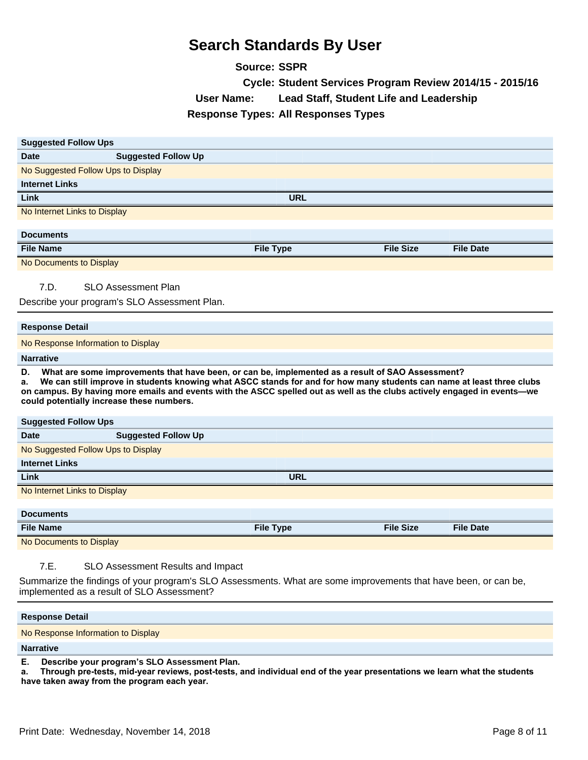# Search Standards By User

**Source:** SSPR

**Cycle:** Student Services Program Review 2014/15 - 2015/16

**User Name:** Lead Staff, Student Life and Leadership

**Response Types:** All Responses Types

**Suggested Follow Ups**

| Date | Suggested Follow Up |
| --- | --- |
| No Suggested Follow Ups to Display | |

**Internet Links**

| Link | URL |
| --- | --- |
| No Internet Links to Display | |

**Documents**

| File Name | File Type | File Size | File Date |
| --- | --- | --- | --- |
| No Documents to Display | | | |

7.D. SLO Assessment Plan

Describe your program's SLO Assessment Plan.

**Response Detail**

No Response Information to Display

**Narrative**

**D. What are some improvements that have been, or can be, implemented as a result of SAO Assessment?**

**a. We can still improve in students knowing what ASCC stands for and for how many students can name at least three clubs on campus. By having more emails and events with the ASCC spelled out as well as the clubs actively engaged in events—we could potentially increase these numbers.**

**Suggested Follow Ups**

| Date | Suggested Follow Up |
| --- | --- |
| No Suggested Follow Ups to Display | |

**Internet Links**

| Link | URL |
| --- | --- |
| No Internet Links to Display | |

**Documents**

| File Name | File Type | File Size | File Date |
| --- | --- | --- | --- |
| No Documents to Display | | | |

7.E. SLO Assessment Results and Impact

Summarize the findings of your program's SLO Assessments. What are some improvements that have been, or can be, implemented as a result of SLO Assessment?

**Response Detail**

No Response Information to Display

**Narrative**

**E. Describe your program's SLO Assessment Plan.**

**a. Through pre-tests, mid-year reviews, post-tests, and individual end of the year presentations we learn what the students have taken away from the program each year.**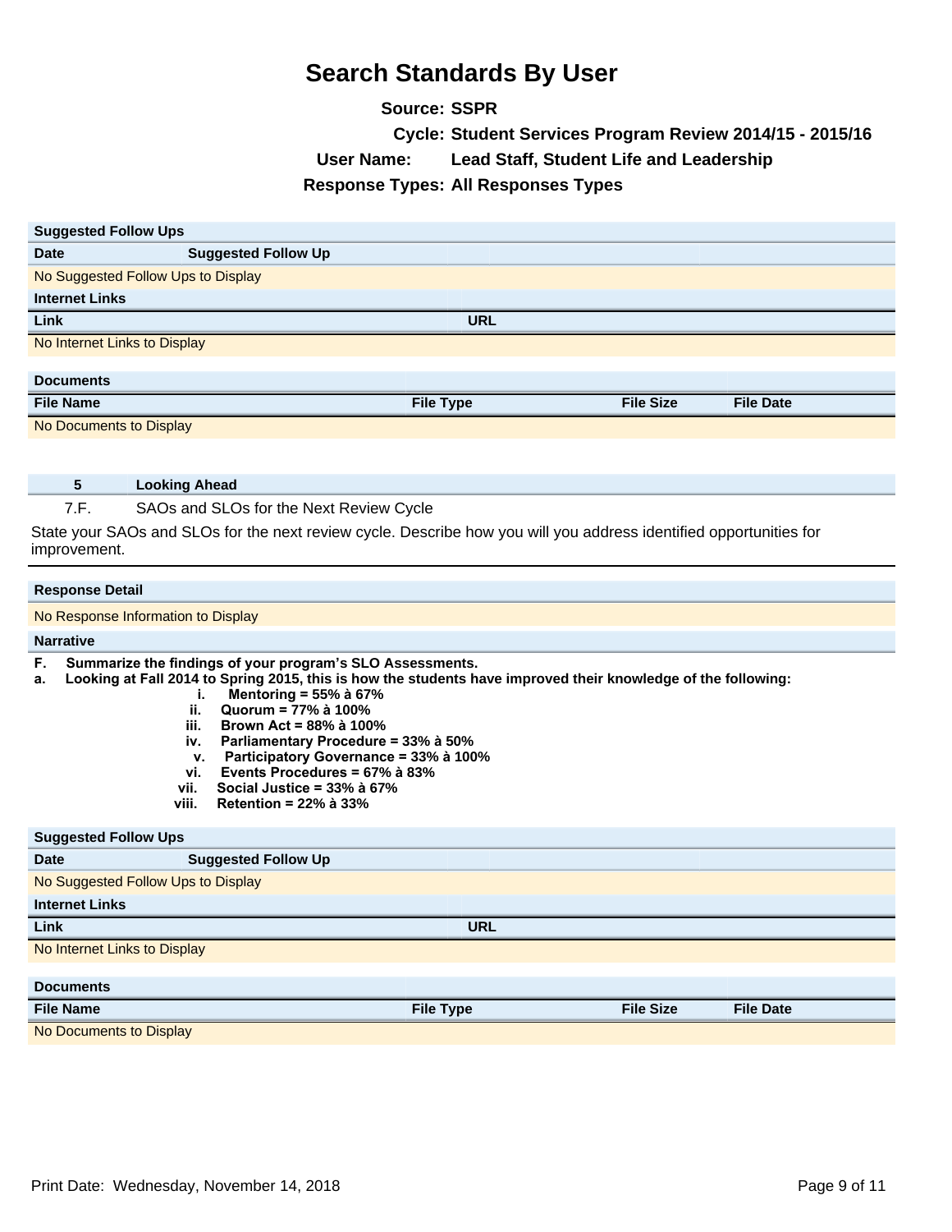# Search Standards By User

**Source:** SSPR

**Cycle:** Student Services Program Review 2014/15 - 2015/16

**User Name:** Lead Staff, Student Life and Leadership

**Response Types:** All Responses Types

| Suggested Follow Ups | |
|---|---|
| **Date** | **Suggested Follow Up** |
| No Suggested Follow Ups to Display | |

| Internet Links | |
|---|---|
| **Link** | **URL** |
| No Internet Links to Display | |

| Documents | | | |
|---|---|---|---|
| **File Name** | **File Type** | **File Size** | **File Date** |
| No Documents to Display | | | |

| 5 | Looking Ahead |
|---|---|
| 7.F. | SAOs and SLOs for the Next Review Cycle |

State your SAOs and SLOs for the next review cycle. Describe how you will you address identified opportunities for improvement.

**Response Detail**

No Response Information to Display

**Narrative**

**F. Summarize the findings of your program's SLO Assessments.**

**a. Looking at Fall 2014 to Spring 2015, this is how the students have improved their knowledge of the following:**

- **i. Mentoring = 55% à 67%**
- **ii. Quorum = 77% à 100%**
- **iii. Brown Act = 88% à 100%**
- **iv. Parliamentary Procedure = 33% à 50%**
- **v. Participatory Governance = 33% à 100%**
- **vi. Events Procedures = 67% à 83%**
- **vii. Social Justice = 33% à 67%**
- **viii. Retention = 22% à 33%**

| Suggested Follow Ups | |
|---|---|
| **Date** | **Suggested Follow Up** |
| No Suggested Follow Ups to Display | |

| Internet Links | |
|---|---|
| **Link** | **URL** |
| No Internet Links to Display | |

| Documents | | | |
|---|---|---|---|
| **File Name** | **File Type** | **File Size** | **File Date** |
| No Documents to Display | | | |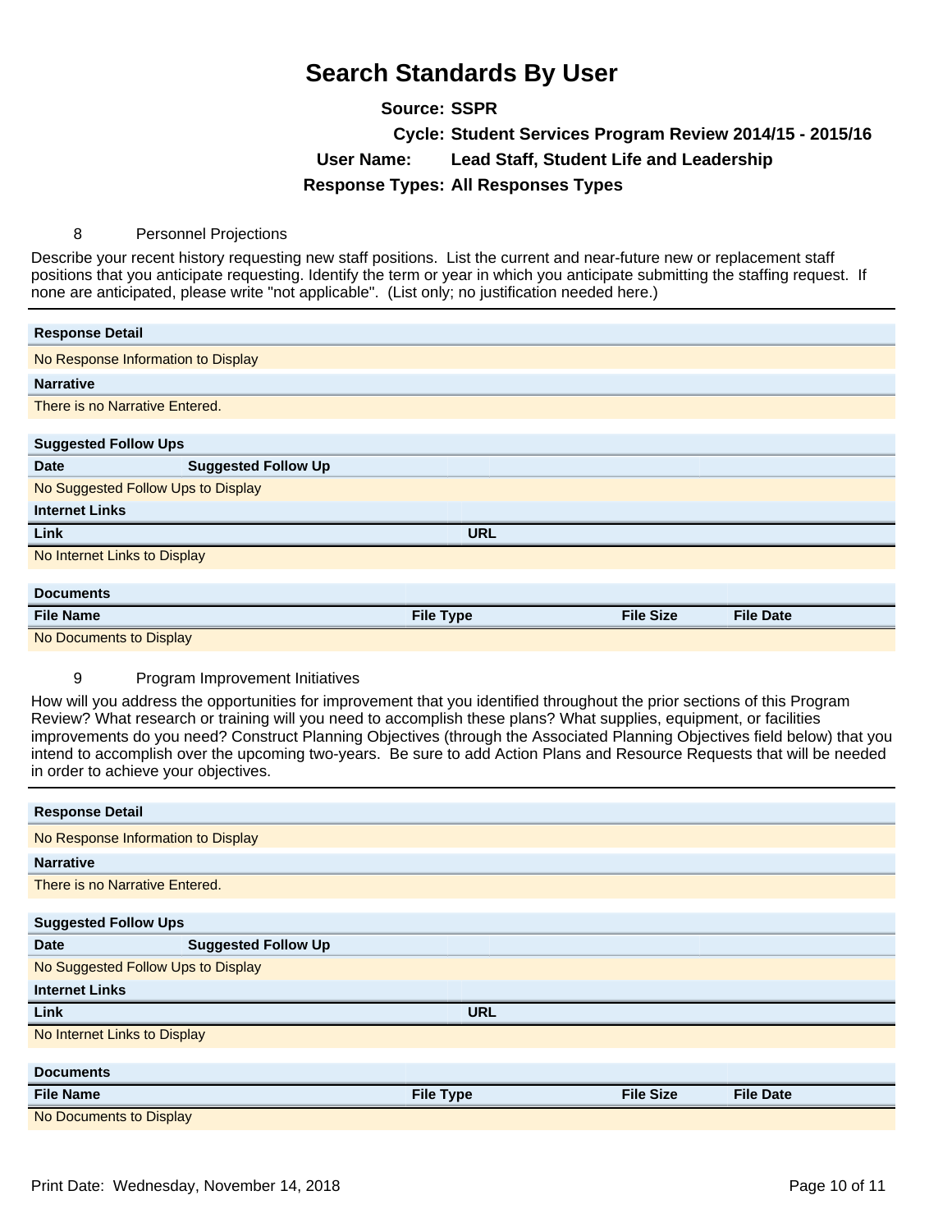# Search Standards By User

**Source:** SSPR
**Cycle:** Student Services Program Review 2014/15 - 2015/16
**User Name:** Lead Staff, Student Life and Leadership
**Response Types:** All Responses Types

## 8 Personnel Projections

Describe your recent history requesting new staff positions. List the current and near-future new or replacement staff positions that you anticipate requesting. Identify the term or year in which you anticipate submitting the staffing request. If none are anticipated, please write "not applicable". (List only; no justification needed here.)

**Response Detail**

No Response Information to Display

**Narrative**

There is no Narrative Entered.

**Suggested Follow Ups**

| Date | Suggested Follow Up |
|---|---|
| No Suggested Follow Ups to Display | |

**Internet Links**

| Link | URL |
|---|---|
| No Internet Links to Display | |

**Documents**

| File Name | File Type | File Size | File Date |
|---|---|---|---|
| No Documents to Display | | | |

## 9 Program Improvement Initiatives

How will you address the opportunities for improvement that you identified throughout the prior sections of this Program Review? What research or training will you need to accomplish these plans? What supplies, equipment, or facilities improvements do you need? Construct Planning Objectives (through the Associated Planning Objectives field below) that you intend to accomplish over the upcoming two-years. Be sure to add Action Plans and Resource Requests that will be needed in order to achieve your objectives.

**Response Detail**

No Response Information to Display

**Narrative**

There is no Narrative Entered.

**Suggested Follow Ups**

| Date | Suggested Follow Up |
|---|---|
| No Suggested Follow Ups to Display | |

**Internet Links**

| Link | URL |
|---|---|
| No Internet Links to Display | |

**Documents**

| File Name | File Type | File Size | File Date |
|---|---|---|---|
| No Documents to Display | | | |

Print Date: Wednesday, November 14, 2018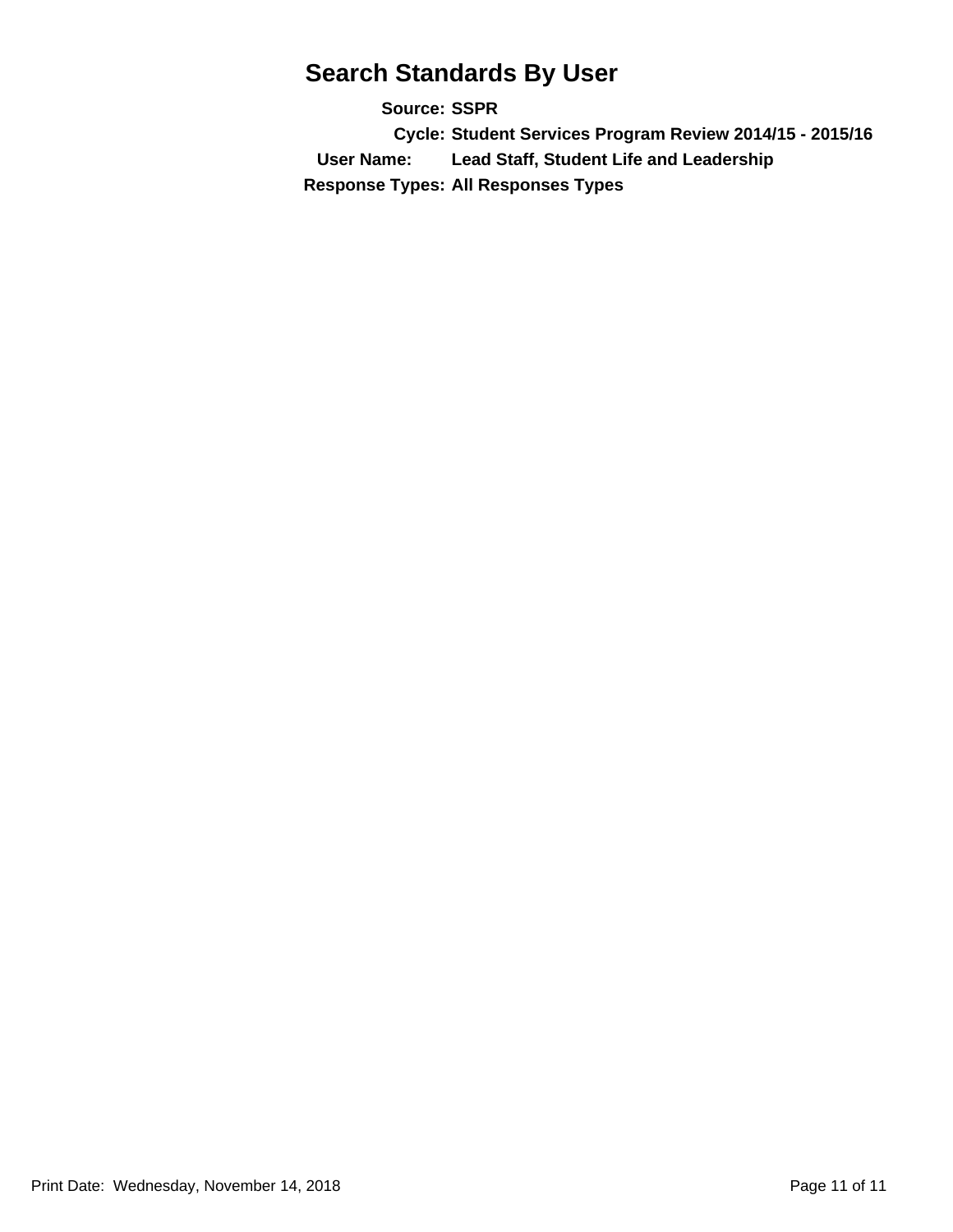# Search Standards By User

**Source:** SSPR
**Cycle:** Student Services Program Review 2014/15 - 2015/16
**User Name:** Lead Staff, Student Life and Leadership
**Response Types:** All Responses Types